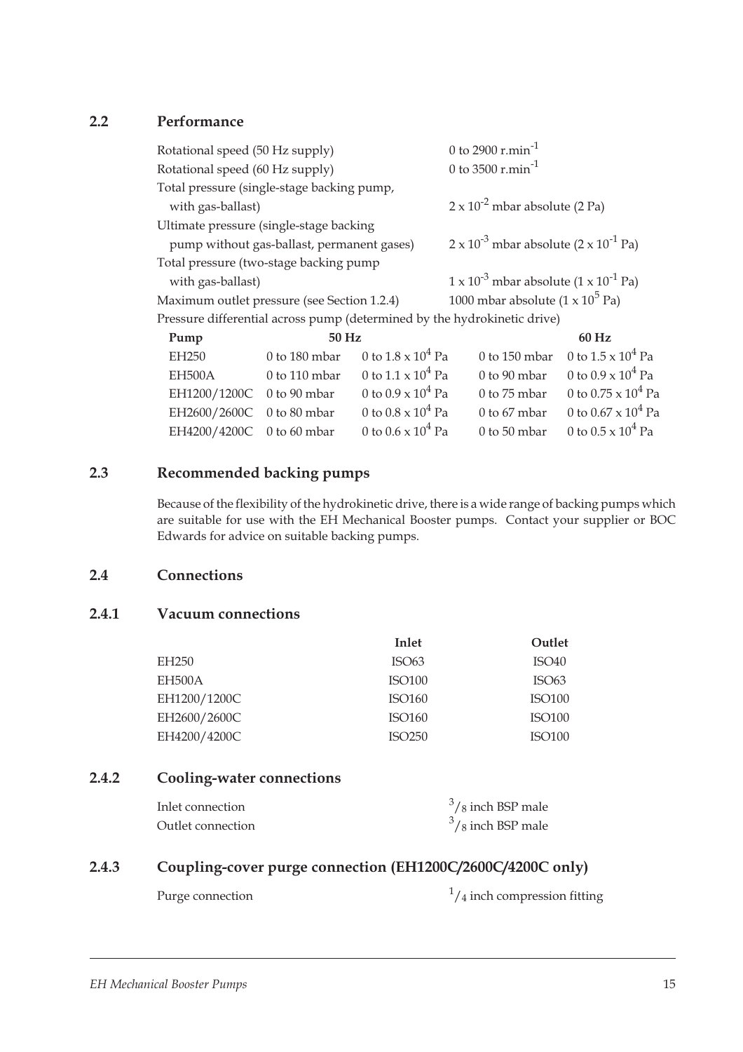## 2.2 Performance

| | |
|---|---|
| Rotational speed (50 Hz supply) | 0 to 2900 $r.min^{-1}$ |
| Rotational speed (60 Hz supply) | 0 to 3500 $r.min^{-1}$ |
| Total pressure (single-stage backing pump, with gas-ballast) | $2 \times 10^{-2}$ mbar absolute (2 Pa) |
| Ultimate pressure (single-stage backing pump without gas-ballast, permanent gases) | $2 \times 10^{-3}$ mbar absolute ($2 \times 10^{-1}$ Pa) |
| Total pressure (two-stage backing pump with gas-ballast) | $1 \times 10^{-3}$ mbar absolute ($1 \times 10^{-1}$ Pa) |
| Maximum outlet pressure (see Section 1.2.4) | 1000 mbar absolute ($1 \times 10^{5}$ Pa) |

Pressure differential across pump (determined by the hydrokinetic drive)

| Pump | 50 Hz | | 60 Hz | |
|---|---|---|---|---|
| EH250 | 0 to 180 mbar | 0 to $1.8 \times 10^{4}$ Pa | 0 to 150 mbar | 0 to $1.5 \times 10^{4}$ Pa |
| EH500A | 0 to 110 mbar | 0 to $1.1 \times 10^{4}$ Pa | 0 to 90 mbar | 0 to $0.9 \times 10^{4}$ Pa |
| EH1200/1200C | 0 to 90 mbar | 0 to $0.9 \times 10^{4}$ Pa | 0 to 75 mbar | 0 to $0.75 \times 10^{4}$ Pa |
| EH2600/2600C | 0 to 80 mbar | 0 to $0.8 \times 10^{4}$ Pa | 0 to 67 mbar | 0 to $0.67 \times 10^{4}$ Pa |
| EH4200/4200C | 0 to 60 mbar | 0 to $0.6 \times 10^{4}$ Pa | 0 to 50 mbar | 0 to $0.5 \times 10^{4}$ Pa |

## 2.3 Recommended backing pumps

Because of the flexibility of the hydrokinetic drive, there is a wide range of backing pumps which are suitable for use with the EH Mechanical Booster pumps. Contact your supplier or BOC Edwards for advice on suitable backing pumps.

## 2.4 Connections

### 2.4.1 Vacuum connections

| | Inlet | Outlet |
|---|---|---|
| EH250 | ISO63 | ISO40 |
| EH500A | ISO100 | ISO63 |
| EH1200/1200C | ISO160 | ISO100 |
| EH2600/2600C | ISO160 | ISO100 |
| EH4200/4200C | ISO250 | ISO100 |

### 2.4.2 Cooling-water connections

| | |
|---|---|
| Inlet connection | $^{3}/_{8}$ inch BSP male |
| Outlet connection | $^{3}/_{8}$ inch BSP male |

### 2.4.3 Coupling-cover purge connection (EH1200C/2600C/4200C only)

| | |
|---|---|
| Purge connection | $^{1}/_{4}$ inch compression fitting |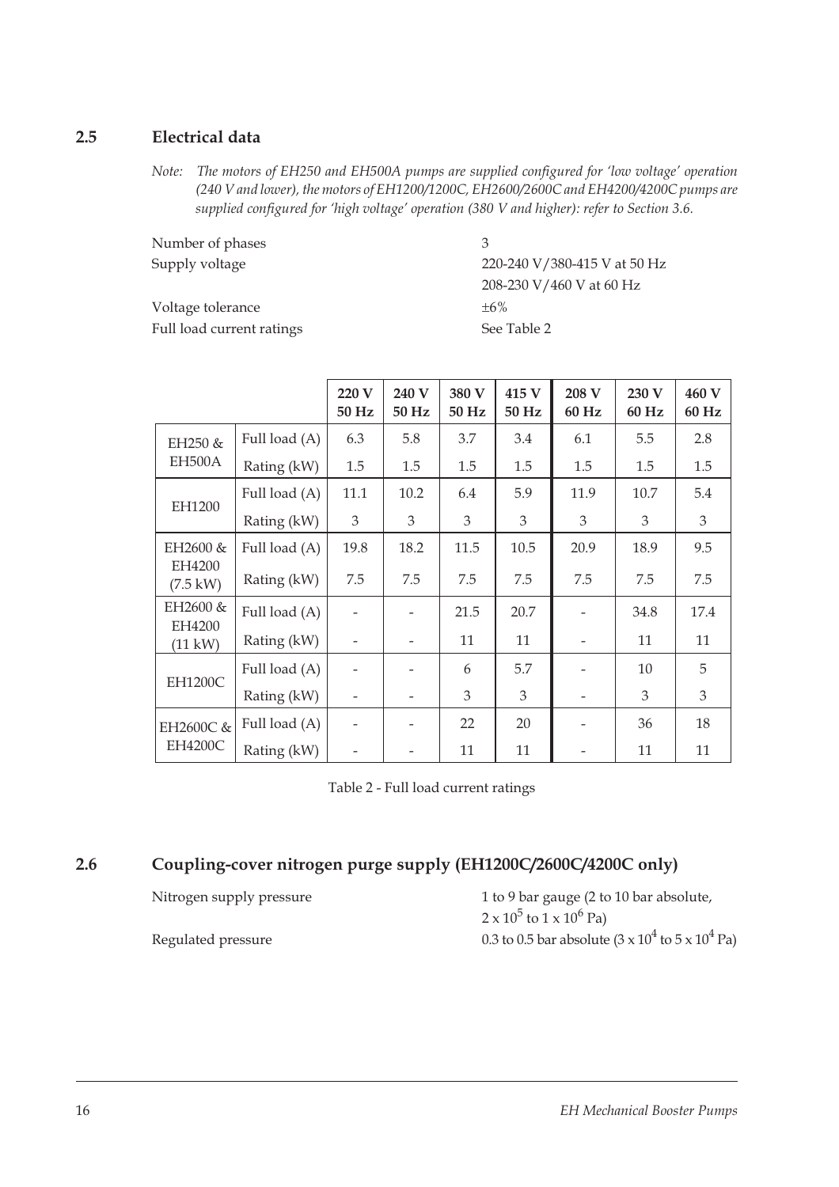## 2.5 Electrical data

*Note: The motors of EH250 and EH500A pumps are supplied configured for 'low voltage' operation (240 V and lower), the motors of EH1200/1200C, EH2600/2600C and EH4200/4200C pumps are supplied configured for 'high voltage' operation (380 V and higher): refer to Section 3.6.*

| | |
|---|---|
| Number of phases | 3 |
| Supply voltage | 220-240 V/380-415 V at 50 Hz<br>208-230 V/460 V at 60 Hz |
| Voltage tolerance | ±6% |
| Full load current ratings | See Table 2 |

| | | 220 V 50 Hz | 240 V 50 Hz | 380 V 50 Hz | 415 V 50 Hz | 208 V 60 Hz | 230 V 60 Hz | 460 V 60 Hz |
|---|---|---|---|---|---|---|---|---|
| EH250 & EH500A | Full load (A) | 6.3 | 5.8 | 3.7 | 3.4 | 6.1 | 5.5 | 2.8 |
| | Rating (kW) | 1.5 | 1.5 | 1.5 | 1.5 | 1.5 | 1.5 | 1.5 |
| EH1200 | Full load (A) | 11.1 | 10.2 | 6.4 | 5.9 | 11.9 | 10.7 | 5.4 |
| | Rating (kW) | 3 | 3 | 3 | 3 | 3 | 3 | 3 |
| EH2600 & EH4200 (7.5 kW) | Full load (A) | 19.8 | 18.2 | 11.5 | 10.5 | 20.9 | 18.9 | 9.5 |
| | Rating (kW) | 7.5 | 7.5 | 7.5 | 7.5 | 7.5 | 7.5 | 7.5 |
| EH2600 & EH4200 (11 kW) | Full load (A) | - | - | 21.5 | 20.7 | - | 34.8 | 17.4 |
| | Rating (kW) | - | - | 11 | 11 | - | 11 | 11 |
| EH1200C | Full load (A) | - | - | 6 | 5.7 | - | 10 | 5 |
| | Rating (kW) | - | - | 3 | 3 | - | 3 | 3 |
| EH2600C & EH4200C | Full load (A) | - | - | 22 | 20 | - | 36 | 18 |
| | Rating (kW) | - | - | 11 | 11 | - | 11 | 11 |

Table 2 - Full load current ratings

## 2.6 Coupling-cover nitrogen purge supply (EH1200C/2600C/4200C only)

| | |
|---|---|
| Nitrogen supply pressure | 1 to 9 bar gauge (2 to 10 bar absolute, $2 \times 10^5$ to $1 \times 10^6$ Pa) |
| Regulated pressure | 0.3 to 0.5 bar absolute ($3 \times 10^4$ to $5 \times 10^4$ Pa) |